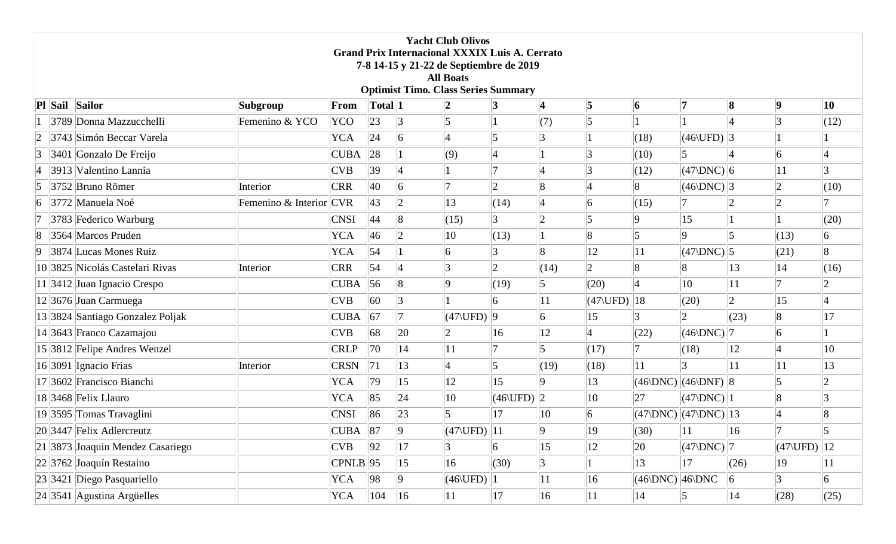**Yacht Club Olivos**
**Grand Prix Internacional XXXIX Luis A. Cerrato**
**7-8 14-15 y 21-22 de Septiembre de 2019**
**All Boats**
**Optimist Timo. Class Series Summary**

| Pl | Sail | Sailor | Subgroup | From | Total | 1 | 2 | 3 | 4 | 5 | 6 | 7 | 8 | 9 | 10 |
|---|---|---|---|---|---|---|---|---|---|---|---|---|---|---|---|
| 1 | 3789 | Donna Mazzucchelli | Femenino & YCO | YCO | 23 | 3 | 5 | 1 | (7) | 5 | 1 | 1 | 4 | 3 | (12) |
| 2 | 3743 | Simón Beccar Varela | | YCA | 24 | 6 | 4 | 5 | 3 | 1 | (18) | (46\UFD) | 3 | 1 | 1 |
| 3 | 3401 | Gonzalo De Freijo | | CUBA | 28 | 1 | (9) | 4 | 1 | 3 | (10) | 5 | 4 | 6 | 4 |
| 4 | 3913 | Valentino Lannia | | CVB | 39 | 4 | 1 | 7 | 4 | 3 | (12) | (47\DNC) | 6 | 11 | 3 |
| 5 | 3752 | Bruno Römer | Interior | CRR | 40 | 6 | 7 | 2 | 8 | 4 | 8 | (46\DNC) | 3 | 2 | (10) |
| 6 | 3772 | Manuela Noé | Femenino & Interior | CVR | 43 | 2 | 13 | (14) | 4 | 6 | (15) | 7 | 2 | 2 | 7 |
| 7 | 3783 | Federico Warburg | | CNSI | 44 | 8 | (15) | 3 | 2 | 5 | 9 | 15 | 1 | 1 | (20) |
| 8 | 3564 | Marcos Pruden | | YCA | 46 | 2 | 10 | (13) | 1 | 8 | 5 | 9 | 5 | (13) | 6 |
| 9 | 3874 | Lucas Mones Ruiz | | YCA | 54 | 1 | 6 | 3 | 8 | 12 | 11 | (47\DNC) | 5 | (21) | 8 |
| 10 | 3825 | Nicolás Castelari Rivas | Interior | CRR | 54 | 4 | 3 | 2 | (14) | 2 | 8 | 8 | 13 | 14 | (16) |
| 11 | 3412 | Juan Ignacio Crespo | | CUBA | 56 | 8 | 9 | (19) | 5 | (20) | 4 | 10 | 11 | 7 | 2 |
| 12 | 3676 | Juan Carmuega | | CVB | 60 | 3 | 1 | 6 | 11 | (47\UFD) | 18 | (20) | 2 | 15 | 4 |
| 13 | 3824 | Santiago Gonzalez Poljak | | CUBA | 67 | 7 | (47\UFD) | 9 | 6 | 15 | 3 | 2 | (23) | 8 | 17 |
| 14 | 3643 | Franco Cazamajou | | CVB | 68 | 20 | 2 | 16 | 12 | 4 | (22) | (46\DNC) | 7 | 6 | 1 |
| 15 | 3812 | Felipe Andres Wenzel | | CRLP | 70 | 14 | 11 | 7 | 5 | (17) | 7 | (18) | 12 | 4 | 10 |
| 16 | 3091 | Ignacio Frias | Interior | CRSN | 71 | 13 | 4 | 5 | (19) | (18) | 11 | 3 | 11 | 11 | 13 |
| 17 | 3602 | Francisco Bianchi | | YCA | 79 | 15 | 12 | 15 | 9 | 13 | (46\DNC) | (46\DNF) | 8 | 5 | 2 |
| 18 | 3468 | Felix Llauro | | YCA | 85 | 24 | 10 | (46\UFD) | 2 | 10 | 27 | (47\DNC) | 1 | 8 | 3 |
| 19 | 3595 | Tomas Travaglini | | CNSI | 86 | 23 | 5 | 17 | 10 | 6 | (47\DNC) | (47\DNC) | 13 | 4 | 8 |
| 20 | 3447 | Felix Adlercreutz | | CUBA | 87 | 9 | (47\UFD) | 11 | 9 | 19 | (30) | 11 | 16 | 7 | 5 |
| 21 | 3873 | Joaquin Mendez Casariego | | CVB | 92 | 17 | 3 | 6 | 15 | 12 | 20 | (47\DNC) | 7 | (47\UFD) | 12 |
| 22 | 3762 | Joaquín Restaino | | CPNLB | 95 | 15 | 16 | (30) | 3 | 1 | 13 | 17 | (26) | 19 | 11 |
| 23 | 3421 | Diego Pasquariello | | YCA | 98 | 9 | (46\UFD) | 1 | 11 | 16 | (46\DNC) | 46\DNC | 6 | 3 | 6 |
| 24 | 3541 | Agustina Argüelles | | YCA | 104 | 16 | 11 | 17 | 16 | 11 | 14 | 5 | 14 | (28) | (25) |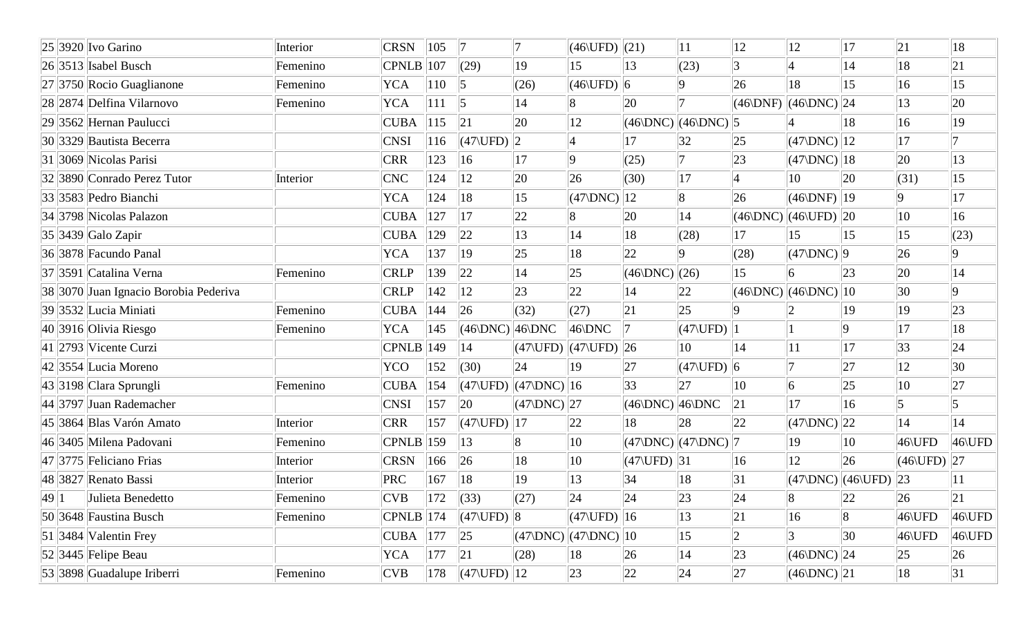| | | | | | | | | | | | | | | | | |
|---|---|---|---|---|---|---|---|---|---|---|---|---|---|---|---|---|
| 25 | 3920 | Ivo Garino | Interior | CRSN | 105 | 7 | 7 | (46\UFD) | (21) | 11 | 12 | 12 | 17 | 21 | 18 |
| 26 | 3513 | Isabel Busch | Femenino | CPNLB | 107 | (29) | 19 | 15 | 13 | (23) | 3 | 4 | 14 | 18 | 21 |
| 27 | 3750 | Rocio Guaglianone | Femenino | YCA | 110 | 5 | (26) | (46\UFD) | 6 | 9 | 26 | 18 | 15 | 16 | 15 |
| 28 | 2874 | Delfina Vilarnovo | Femenino | YCA | 111 | 5 | 14 | 8 | 20 | 7 | (46\DNF) | (46\DNC) | 24 | 13 | 20 |
| 29 | 3562 | Hernan Paulucci | | CUBA | 115 | 21 | 20 | 12 | (46\DNC) | (46\DNC) | 5 | 4 | 18 | 16 | 19 |
| 30 | 3329 | Bautista Becerra | | CNSI | 116 | (47\UFD) | 2 | 4 | 17 | 32 | 25 | (47\DNC) | 12 | 17 | 7 |
| 31 | 3069 | Nicolas Parisi | | CRR | 123 | 16 | 17 | 9 | (25) | 7 | 23 | (47\DNC) | 18 | 20 | 13 |
| 32 | 3890 | Conrado Perez Tutor | Interior | CNC | 124 | 12 | 20 | 26 | (30) | 17 | 4 | 10 | 20 | (31) | 15 |
| 33 | 3583 | Pedro Bianchi | | YCA | 124 | 18 | 15 | (47\DNC) | 12 | 8 | 26 | (46\DNF) | 19 | 9 | 17 |
| 34 | 3798 | Nicolas Palazon | | CUBA | 127 | 17 | 22 | 8 | 20 | 14 | (46\DNC) | (46\UFD) | 20 | 10 | 16 |
| 35 | 3439 | Galo Zapir | | CUBA | 129 | 22 | 13 | 14 | 18 | (28) | 17 | 15 | 15 | 15 | (23) |
| 36 | 3878 | Facundo Panal | | YCA | 137 | 19 | 25 | 18 | 22 | 9 | (28) | (47\DNC) | 9 | 26 | 9 |
| 37 | 3591 | Catalina Verna | Femenino | CRLP | 139 | 22 | 14 | 25 | (46\DNC) | (26) | 15 | 6 | 23 | 20 | 14 |
| 38 | 3070 | Juan Ignacio Borobia Pederiva | | CRLP | 142 | 12 | 23 | 22 | 14 | 22 | (46\DNC) | (46\DNC) | 10 | 30 | 9 |
| 39 | 3532 | Lucia Miniati | Femenino | CUBA | 144 | 26 | (32) | (27) | 21 | 25 | 9 | 2 | 19 | 19 | 23 |
| 40 | 3916 | Olivia Riesgo | Femenino | YCA | 145 | (46\DNC) | 46\DNC | 46\DNC | 7 | (47\UFD) | 1 | 1 | 9 | 17 | 18 |
| 41 | 2793 | Vicente Curzi | | CPNLB | 149 | 14 | (47\UFD) | (47\UFD) | 26 | 10 | 14 | 11 | 17 | 33 | 24 |
| 42 | 3554 | Lucia Moreno | | YCO | 152 | (30) | 24 | 19 | 27 | (47\UFD) | 6 | 7 | 27 | 12 | 30 |
| 43 | 3198 | Clara Sprungli | Femenino | CUBA | 154 | (47\UFD) | (47\DNC) | 16 | 33 | 27 | 10 | 6 | 25 | 10 | 27 |
| 44 | 3797 | Juan Rademacher | | CNSI | 157 | 20 | (47\DNC) | 27 | (46\DNC) | 46\DNC | 21 | 17 | 16 | 5 | 5 |
| 45 | 3864 | Blas Varón Amato | Interior | CRR | 157 | (47\UFD) | 17 | 22 | 18 | 28 | 22 | (47\DNC) | 22 | 14 | 14 |
| 46 | 3405 | Milena Padovani | Femenino | CPNLB | 159 | 13 | 8 | 10 | (47\DNC) | (47\DNC) | 7 | 19 | 10 | 46\UFD | 46\UFD |
| 47 | 3775 | Feliciano Frias | Interior | CRSN | 166 | 26 | 18 | 10 | (47\UFD) | 31 | 16 | 12 | 26 | (46\UFD) | 27 |
| 48 | 3827 | Renato Bassi | Interior | PRC | 167 | 18 | 19 | 13 | 34 | 18 | 31 | (47\DNC) | (46\UFD) | 23 | 11 |
| 49 | 1 | Julieta Benedetto | Femenino | CVB | 172 | (33) | (27) | 24 | 24 | 23 | 24 | 8 | 22 | 26 | 21 |
| 50 | 3648 | Faustina Busch | Femenino | CPNLB | 174 | (47\UFD) | 8 | (47\UFD) | 16 | 13 | 21 | 16 | 8 | 46\UFD | 46\UFD |
| 51 | 3484 | Valentin Frey | | CUBA | 177 | 25 | (47\DNC) | (47\DNC) | 10 | 15 | 2 | 3 | 30 | 46\UFD | 46\UFD |
| 52 | 3445 | Felipe Beau | | YCA | 177 | 21 | (28) | 18 | 26 | 14 | 23 | (46\DNC) | 24 | 25 | 26 |
| 53 | 3898 | Guadalupe Iriberri | Femenino | CVB | 178 | (47\UFD) | 12 | 23 | 22 | 24 | 27 | (46\DNC) | 21 | 18 | 31 |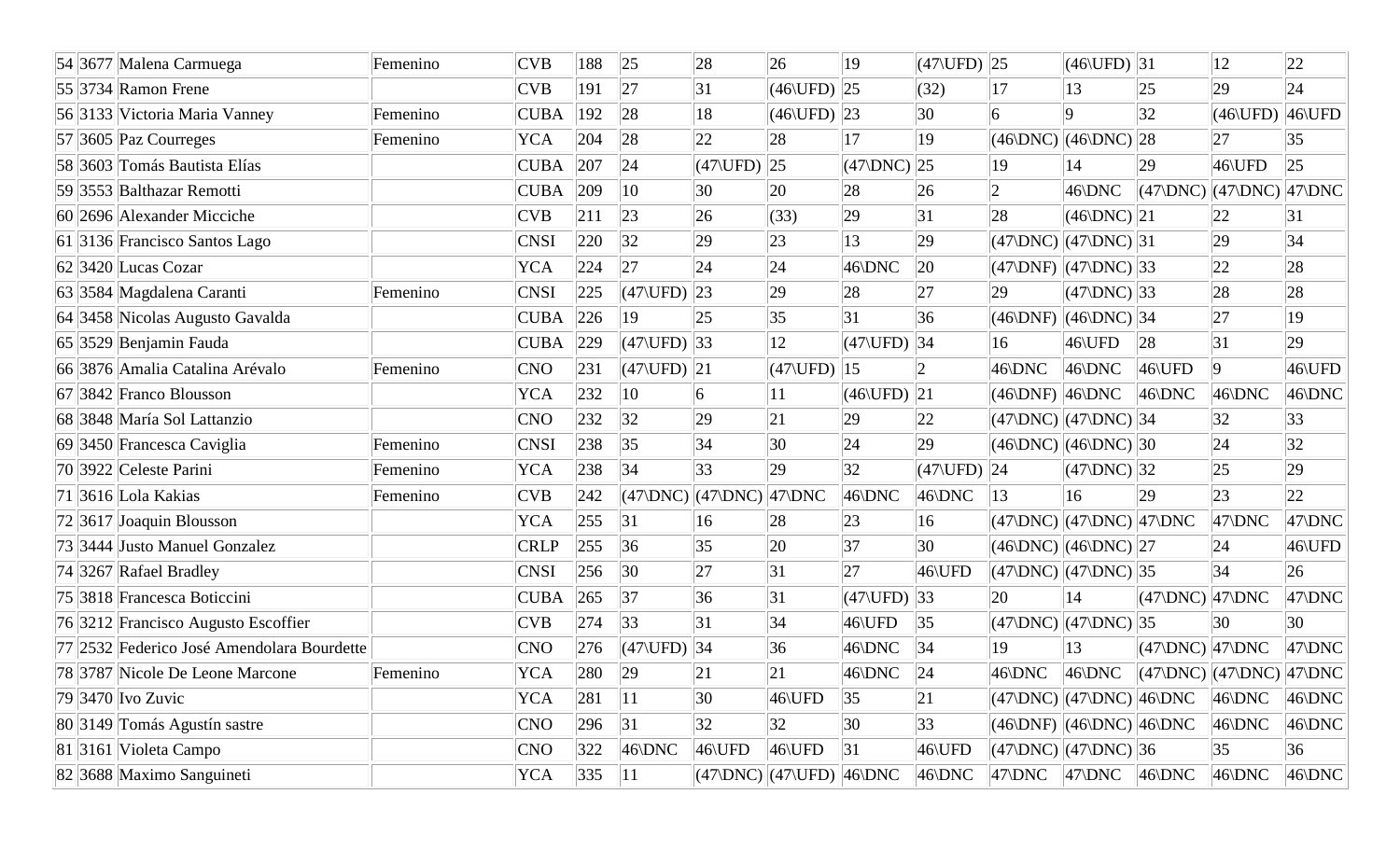| 54 | 3677 | Malena Carmuega | Femenino | CVB | 188 | 25 | 28 | 26 | 19 | (47\UFD) | 25 | (46\UFD) | 31 | 12 | 22 |
|---|---|---|---|---|---|---|---|---|---|---|---|---|---|---|---|
| 55 | 3734 | Ramon Frene | | CVB | 191 | 27 | 31 | (46\UFD) | 25 | (32) | 17 | 13 | 25 | 29 | 24 |
| 56 | 3133 | Victoria Maria Vanney | Femenino | CUBA | 192 | 28 | 18 | (46\UFD) | 23 | 30 | 6 | 9 | 32 | (46\UFD) | 46\UFD |
| 57 | 3605 | Paz Courreges | Femenino | YCA | 204 | 28 | 22 | 28 | 17 | 19 | (46\DNC) | (46\DNC) | 28 | 27 | 35 |
| 58 | 3603 | Tomás Bautista Elías | | CUBA | 207 | 24 | (47\UFD) | 25 | (47\DNC) | 25 | 19 | 14 | 29 | 46\UFD | 25 |
| 59 | 3553 | Balthazar Remotti | | CUBA | 209 | 10 | 30 | 20 | 28 | 26 | 2 | 46\DNC | (47\DNC) | (47\DNC) | 47\DNC |
| 60 | 2696 | Alexander Micciche | | CVB | 211 | 23 | 26 | (33) | 29 | 31 | 28 | (46\DNC) | 21 | 22 | 31 |
| 61 | 3136 | Francisco Santos Lago | | CNSI | 220 | 32 | 29 | 23 | 13 | 29 | (47\DNC) | (47\DNC) | 31 | 29 | 34 |
| 62 | 3420 | Lucas Cozar | | YCA | 224 | 27 | 24 | 24 | 46\DNC | 20 | (47\DNF) | (47\DNC) | 33 | 22 | 28 |
| 63 | 3584 | Magdalena Caranti | Femenino | CNSI | 225 | (47\UFD) | 23 | 29 | 28 | 27 | 29 | (47\DNC) | 33 | 28 | 28 |
| 64 | 3458 | Nicolas Augusto Gavalda | | CUBA | 226 | 19 | 25 | 35 | 31 | 36 | (46\DNF) | (46\DNC) | 34 | 27 | 19 |
| 65 | 3529 | Benjamin Fauda | | CUBA | 229 | (47\UFD) | 33 | 12 | (47\UFD) | 34 | 16 | 46\UFD | 28 | 31 | 29 |
| 66 | 3876 | Amalia Catalina Arévalo | Femenino | CNO | 231 | (47\UFD) | 21 | (47\UFD) | 15 | 2 | 46\DNC | 46\DNC | 46\UFD | 9 | 46\UFD |
| 67 | 3842 | Franco Blousson | | YCA | 232 | 10 | 6 | 11 | (46\UFD) | 21 | (46\DNF) | 46\DNC | 46\DNC | 46\DNC | 46\DNC |
| 68 | 3848 | María Sol Lattanzio | | CNO | 232 | 32 | 29 | 21 | 29 | 22 | (47\DNC) | (47\DNC) | 34 | 32 | 33 |
| 69 | 3450 | Francesca Caviglia | Femenino | CNSI | 238 | 35 | 34 | 30 | 24 | 29 | (46\DNC) | (46\DNC) | 30 | 24 | 32 |
| 70 | 3922 | Celeste Parini | Femenino | YCA | 238 | 34 | 33 | 29 | 32 | (47\UFD) | 24 | (47\DNC) | 32 | 25 | 29 |
| 71 | 3616 | Lola Kakias | Femenino | CVB | 242 | (47\DNC) | (47\DNC) | 47\DNC | 46\DNC | 46\DNC | 13 | 16 | 29 | 23 | 22 |
| 72 | 3617 | Joaquin Blousson | | YCA | 255 | 31 | 16 | 28 | 23 | 16 | (47\DNC) | (47\DNC) | 47\DNC | 47\DNC | 47\DNC |
| 73 | 3444 | Justo Manuel Gonzalez | | CRLP | 255 | 36 | 35 | 20 | 37 | 30 | (46\DNC) | (46\DNC) | 27 | 24 | 46\UFD |
| 74 | 3267 | Rafael Bradley | | CNSI | 256 | 30 | 27 | 31 | 27 | 46\UFD | (47\DNC) | (47\DNC) | 35 | 34 | 26 |
| 75 | 3818 | Francesca Boticcini | | CUBA | 265 | 37 | 36 | 31 | (47\UFD) | 33 | 20 | 14 | (47\DNC) | 47\DNC | 47\DNC |
| 76 | 3212 | Francisco Augusto Escoffier | | CVB | 274 | 33 | 31 | 34 | 46\UFD | 35 | (47\DNC) | (47\DNC) | 35 | 30 | 30 |
| 77 | 2532 | Federico José Amendolara Bourdette | | CNO | 276 | (47\UFD) | 34 | 36 | 46\DNC | 34 | 19 | 13 | (47\DNC) | 47\DNC | 47\DNC |
| 78 | 3787 | Nicole De Leone Marcone | Femenino | YCA | 280 | 29 | 21 | 21 | 46\DNC | 24 | 46\DNC | 46\DNC | (47\DNC) | (47\DNC) | 47\DNC |
| 79 | 3470 | Ivo Zuvic | | YCA | 281 | 11 | 30 | 46\UFD | 35 | 21 | (47\DNC) | (47\DNC) | 46\DNC | 46\DNC | 46\DNC |
| 80 | 3149 | Tomás Agustín sastre | | CNO | 296 | 31 | 32 | 32 | 30 | 33 | (46\DNF) | (46\DNC) | 46\DNC | 46\DNC | 46\DNC |
| 81 | 3161 | Violeta Campo | | CNO | 322 | 46\DNC | 46\UFD | 46\UFD | 31 | 46\UFD | (47\DNC) | (47\DNC) | 36 | 35 | 36 |
| 82 | 3688 | Maximo Sanguineti | | YCA | 335 | 11 | (47\DNC) | (47\UFD) | 46\DNC | 46\DNC | 47\DNC | 47\DNC | 46\DNC | 46\DNC | 46\DNC |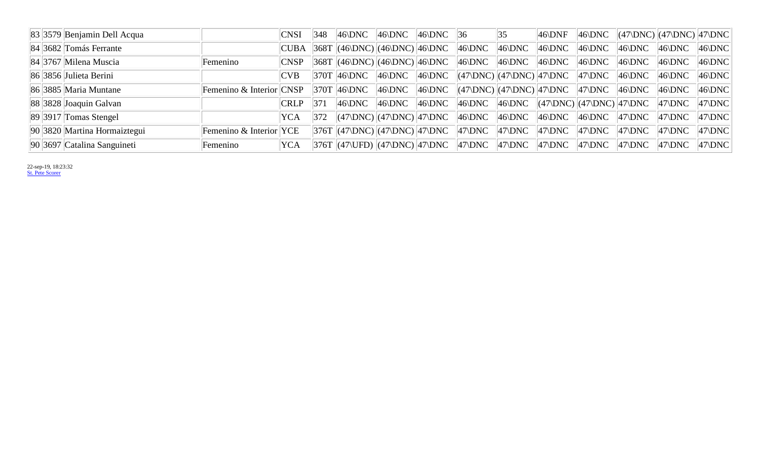| | | | | | | | | | | | | | | | | |
|---|---|---|---|---|---|---|---|---|---|---|---|---|---|---|---|---|
| 83 | 3579 | Benjamin Dell Acqua | | CNSI | 348 | 46\DNC | 46\DNC | 46\DNC | 36 | 35 | 46\DNF | 46\DNC | (47\DNC) | (47\DNC) | 47\DNC |
| 84 | 3682 | Tomás Ferrante | | CUBA | 368T | (46\DNC) | (46\DNC) | 46\DNC | 46\DNC | 46\DNC | 46\DNC | 46\DNC | 46\DNC | 46\DNC | 46\DNC |
| 84 | 3767 | Milena Muscia | Femenino | CNSP | 368T | (46\DNC) | (46\DNC) | 46\DNC | 46\DNC | 46\DNC | 46\DNC | 46\DNC | 46\DNC | 46\DNC | 46\DNC |
| 86 | 3856 | Julieta Berini | | CVB | 370T | 46\DNC | 46\DNC | 46\DNC | (47\DNC) | (47\DNC) | 47\DNC | 47\DNC | 46\DNC | 46\DNC | 46\DNC |
| 86 | 3885 | Maria Muntane | Femenino & Interior | CNSP | 370T | 46\DNC | 46\DNC | 46\DNC | (47\DNC) | (47\DNC) | 47\DNC | 47\DNC | 46\DNC | 46\DNC | 46\DNC |
| 88 | 3828 | Joaquin Galvan | | CRLP | 371 | 46\DNC | 46\DNC | 46\DNC | 46\DNC | 46\DNC | (47\DNC) | (47\DNC) | 47\DNC | 47\DNC | 47\DNC |
| 89 | 3917 | Tomas Stengel | | YCA | 372 | (47\DNC) | (47\DNC) | 47\DNC | 46\DNC | 46\DNC | 46\DNC | 46\DNC | 47\DNC | 47\DNC | 47\DNC |
| 90 | 3820 | Martina Hormaiztegui | Femenino & Interior | YCE | 376T | (47\DNC) | (47\DNC) | 47\DNC | 47\DNC | 47\DNC | 47\DNC | 47\DNC | 47\DNC | 47\DNC | 47\DNC |
| 90 | 3697 | Catalina Sanguineti | Femenino | YCA | 376T | (47\UFD) | (47\DNC) | 47\DNC | 47\DNC | 47\DNC | 47\DNC | 47\DNC | 47\DNC | 47\DNC | 47\DNC |

22-sep-19, 18:23:32
St. Pete Scorer